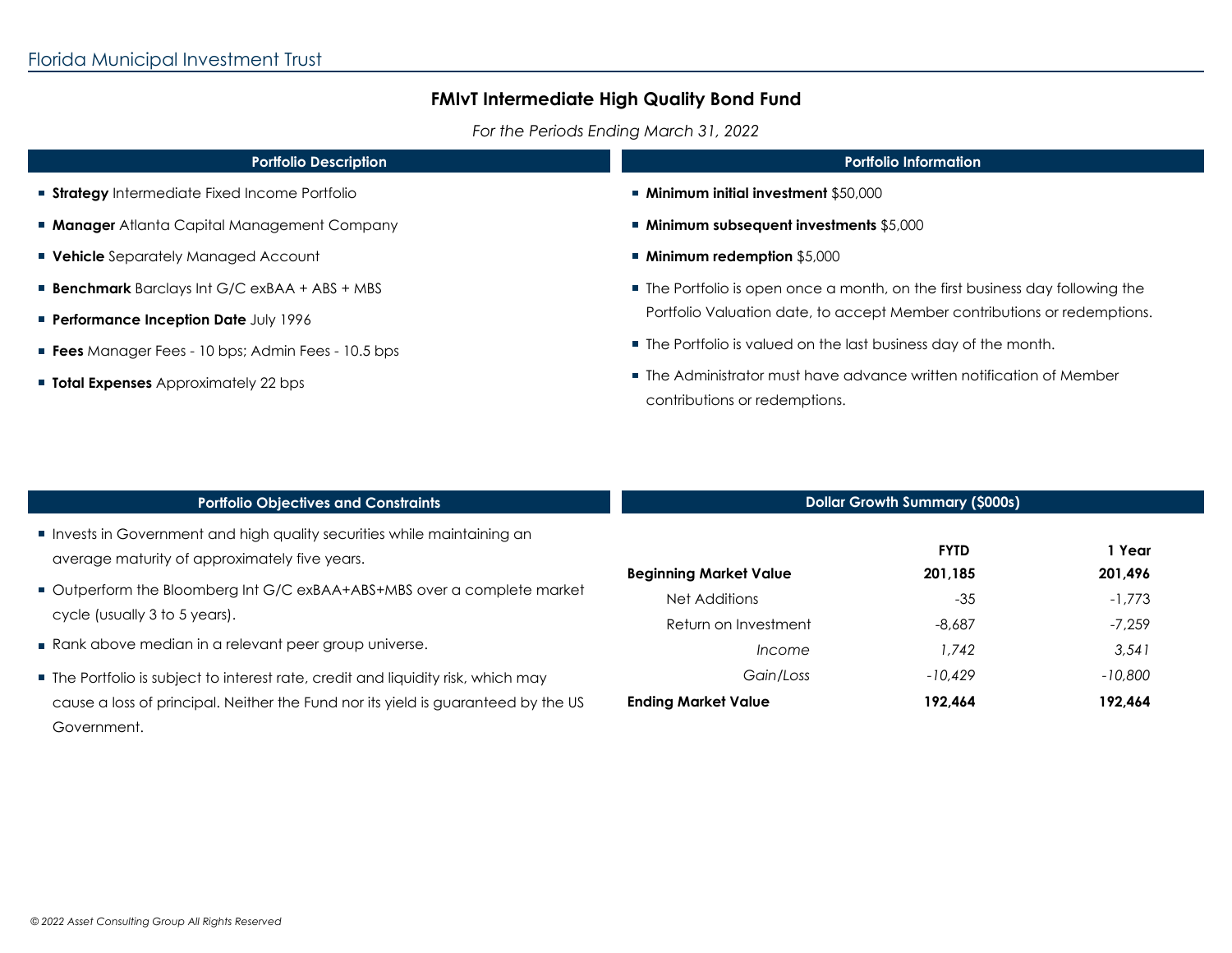Florida Municipal Investment Trust

# FMIvT Intermediate High Quality Bond Fund

*For the Periods Ending March 31, 2022*

## Portfolio Description

- **Strategy** Intermediate Fixed Income Portfolio
- **Manager** Atlanta Capital Management Company
- **Vehicle** Separately Managed Account
- **Benchmark** Barclays Int G/C exBAA + ABS + MBS
- **Performance Inception Date** July 1996
- **Fees** Manager Fees - 10 bps; Admin Fees - 10.5 bps
- **Total Expenses** Approximately 22 bps

## Portfolio Information

- **Minimum initial investment** $50,000
- **Minimum subsequent investments** $5,000
- **Minimum redemption** $5,000
- The Portfolio is open once a month, on the first business day following the Portfolio Valuation date, to accept Member contributions or redemptions.
- The Portfolio is valued on the last business day of the month.
- The Administrator must have advance written notification of Member contributions or redemptions.

## Portfolio Objectives and Constraints

- Invests in Government and high quality securities while maintaining an average maturity of approximately five years.
- Outperform the Bloomberg Int G/C exBAA+ABS+MBS over a complete market cycle (usually 3 to 5 years).
- Rank above median in a relevant peer group universe.
- The Portfolio is subject to interest rate, credit and liquidity risk, which may cause a loss of principal. Neither the Fund nor its yield is guaranteed by the US Government.

## Dollar Growth Summary ($000s)

| | **FYTD** | **1 Year** |
|---|---|---|
| **Beginning Market Value** | **201,185** | **201,496** |
| Net Additions | -35 | -1,773 |
| Return on Investment | -8,687 | -7,259 |
| *Income* | *1,742* | *3,541* |
| *Gain/Loss* | *-10,429* | *-10,800* |
| **Ending Market Value** | **192,464** | **192,464** |

*© 2022 Asset Consulting Group All Rights Reserved*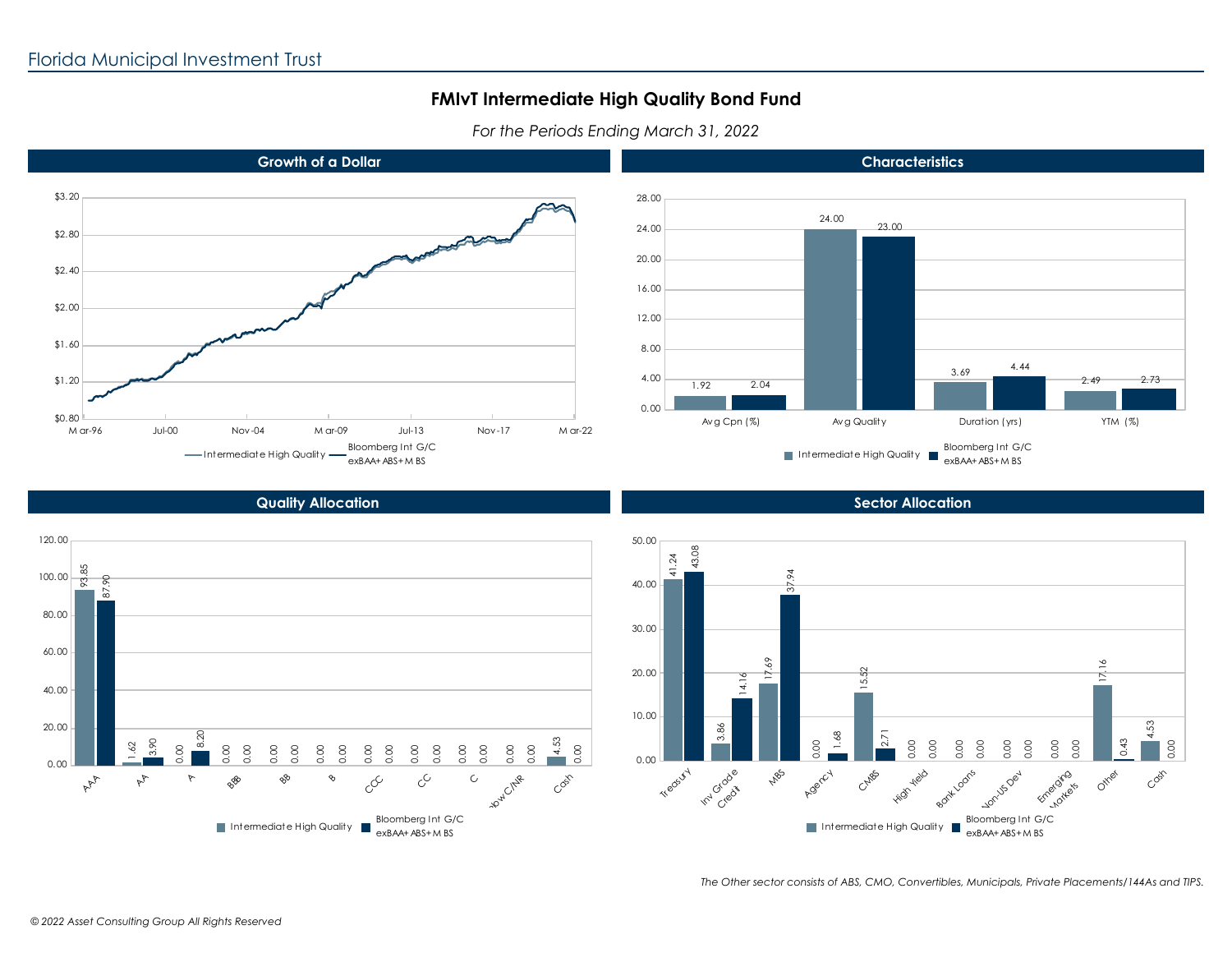Florida Municipal Investment Trust

# FMIvT Intermediate High Quality Bond Fund

*For the Periods Ending March 31, 2022*

## Growth of a Dollar

Y-axis: $0.80 – $3.20
X-axis: Mar-96, Jul-00, Nov-04, Mar-09, Jul-13, Nov-17, Mar-22

Legend: Intermediate High Quality; Bloomberg Int G/C exBAA+ABS+MBS

## Characteristics

| | Intermediate High Quality | Bloomberg Int G/C exBAA+ABS+MBS |
|---|---|---|
| Avg Cpn (%) | 1.92 | 2.04 |
| Avg Quality | 24.00 | 23.00 |
| Duration (yrs) | 3.69 | 4.44 |
| YTM (%) | 2.49 | 2.73 |

## Quality Allocation

| | Intermediate High Quality | Bloomberg Int G/C exBAA+ABS+MBS |
|---|---|---|
| AAA | 93.85 | 87.90 |
| AA | 1.62 | 3.90 |
| A | 0.00 | 8.20 |
| BBB | 0.00 | 0.00 |
| BB | 0.00 | 0.00 |
| B | 0.00 | 0.00 |
| CCC | 0.00 | 0.00 |
| CC | 0.00 | 0.00 |
| C | 0.00 | 0.00 |
| Below C/NR | 0.00 | 0.00 |
| Cash | 4.53 | 0.00 |

## Sector Allocation

| | Intermediate High Quality | Bloomberg Int G/C exBAA+ABS+MBS |
|---|---|---|
| Treasury | 41.24 | 43.08 |
| Inv Grade Credit | 3.86 | 14.16 |
| MBS | 17.69 | 37.94 |
| Agency | 0.00 | 1.68 |
| CMBS | 15.52 | 2.71 |
| High Yield | 0.00 | 0.00 |
| Bank Loans | 0.00 | 0.00 |
| Non-US Dev | 0.00 | 0.00 |
| Emerging Markets | 0.00 | 0.00 |
| Other | 17.16 | 0.43 |
| Cash | 4.53 | 0.00 |

*The Other sector consists of ABS, CMO, Convertibles, Municipals, Private Placements/144As and TIPS.*

*© 2022 Asset Consulting Group All Rights Reserved*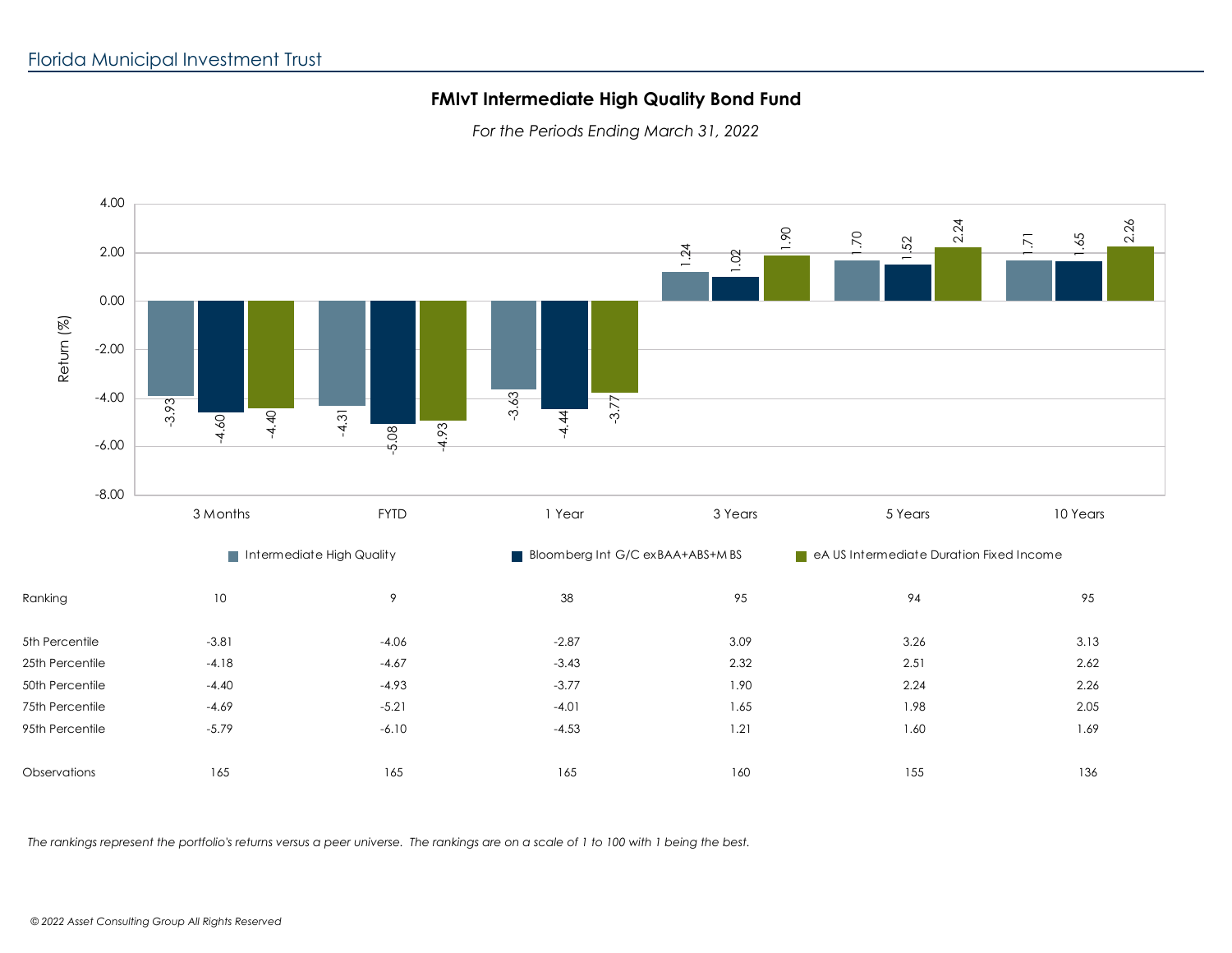Florida Municipal Investment Trust

## FMIvT Intermediate High Quality Bond Fund

*For the Periods Ending March 31, 2022*

| | 3 Months | FYTD | 1 Year | 3 Years | 5 Years | 10 Years |
|---|---|---|---|---|---|---|
| Intermediate High Quality | -3.93 | -4.31 | -3.63 | 1.24 | 1.70 | 1.71 |
| Bloomberg Int G/C exBAA+ABS+MBS | -4.60 | -5.08 | -4.44 | 1.02 | 1.52 | 1.65 |
| eA US Intermediate Duration Fixed Income | -4.40 | -4.93 | -3.77 | 1.90 | 2.24 | 2.26 |

| | 3 Months | FYTD | 1 Year | 3 Years | 5 Years | 10 Years |
|---|---|---|---|---|---|---|
| Ranking | 10 | 9 | 38 | 95 | 94 | 95 |
| 5th Percentile | -3.81 | -4.06 | -2.87 | 3.09 | 3.26 | 3.13 |
| 25th Percentile | -4.18 | -4.67 | -3.43 | 2.32 | 2.51 | 2.62 |
| 50th Percentile | -4.40 | -4.93 | -3.77 | 1.90 | 2.24 | 2.26 |
| 75th Percentile | -4.69 | -5.21 | -4.01 | 1.65 | 1.98 | 2.05 |
| 95th Percentile | -5.79 | -6.10 | -4.53 | 1.21 | 1.60 | 1.69 |
| Observations | 165 | 165 | 165 | 160 | 155 | 136 |

*The rankings represent the portfolio's returns versus a peer universe. The rankings are on a scale of 1 to 100 with 1 being the best.*

*© 2022 Asset Consulting Group All Rights Reserved*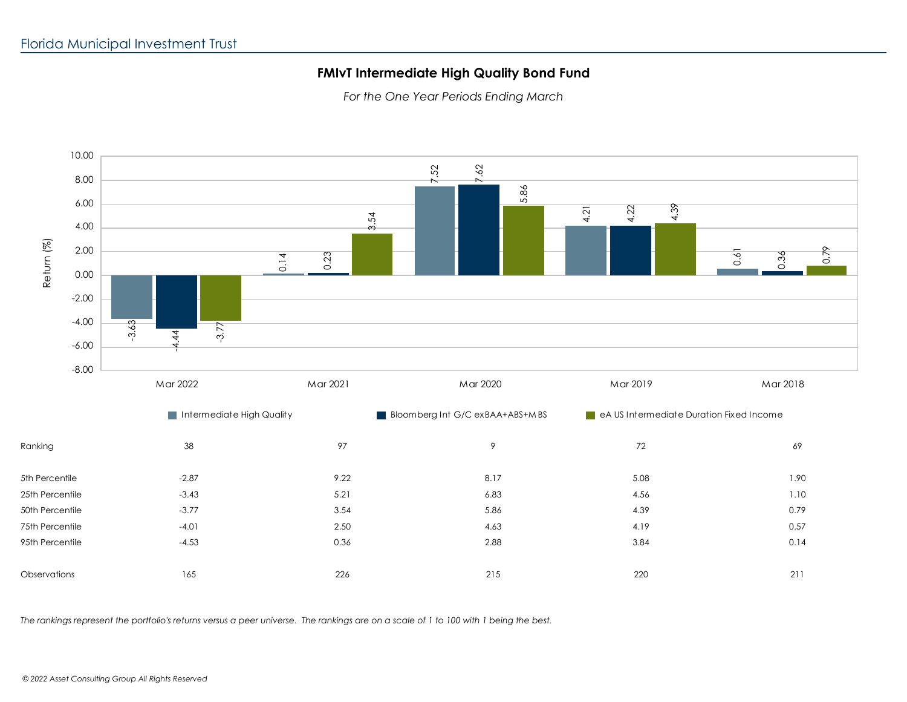Florida Municipal Investment Trust

## FMIvT Intermediate High Quality Bond Fund

*For the One Year Periods Ending March*

Return (%)

10.00
8.00
6.00
4.00
2.00
0.00
-2.00
-4.00
-6.00
-8.00

Mar 2022: -3.63, -4.44, -3.77
Mar 2021: 0.14, 0.23, 3.54
Mar 2020: 7.52, 7.62, 5.86
Mar 2019: 4.21, 4.22, 4.39
Mar 2018: 0.61, 0.36, 0.79

Intermediate High Quality
Bloomberg Int G/C exBAA+ABS+MBS
eA US Intermediate Duration Fixed Income

| | Mar 2022 | Mar 2021 | Mar 2020 | Mar 2019 | Mar 2018 |
|---|---|---|---|---|---|
| Ranking | 38 | 97 | 9 | 72 | 69 |
| 5th Percentile | -2.87 | 9.22 | 8.17 | 5.08 | 1.90 |
| 25th Percentile | -3.43 | 5.21 | 6.83 | 4.56 | 1.10 |
| 50th Percentile | -3.77 | 3.54 | 5.86 | 4.39 | 0.79 |
| 75th Percentile | -4.01 | 2.50 | 4.63 | 4.19 | 0.57 |
| 95th Percentile | -4.53 | 0.36 | 2.88 | 3.84 | 0.14 |
| Observations | 165 | 226 | 215 | 220 | 211 |

*The rankings represent the portfolio's returns versus a peer universe. The rankings are on a scale of 1 to 100 with 1 being the best.*

*© 2022 Asset Consulting Group All Rights Reserved*